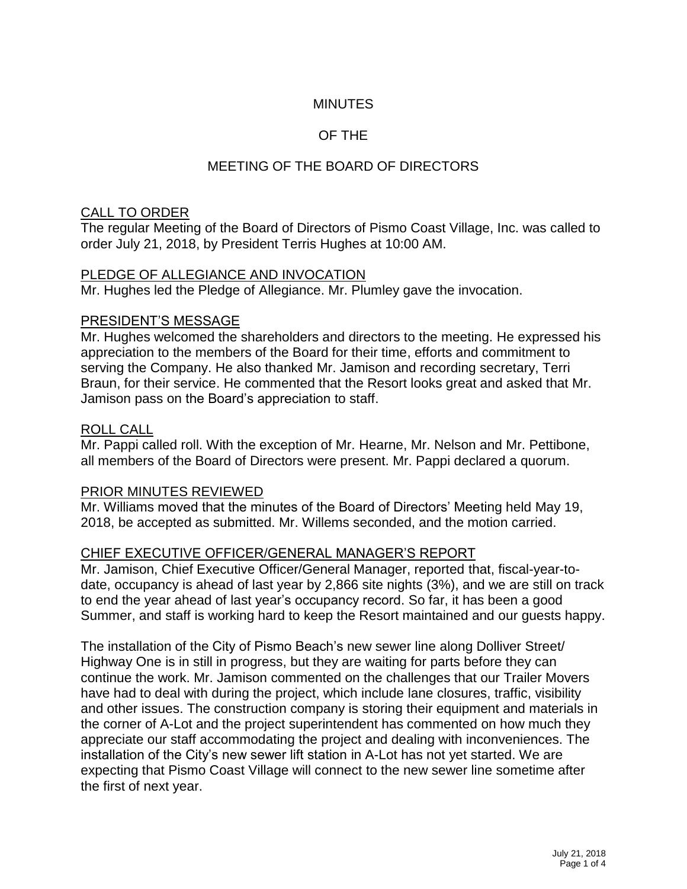# MINUTES

# OF THE

# MEETING OF THE BOARD OF DIRECTORS

## CALL TO ORDER

The regular Meeting of the Board of Directors of Pismo Coast Village, Inc. was called to order July 21, 2018, by President Terris Hughes at 10:00 AM.

## PLEDGE OF ALLEGIANCE AND INVOCATION

Mr. Hughes led the Pledge of Allegiance. Mr. Plumley gave the invocation.

## PRESIDENT'S MESSAGE

Mr. Hughes welcomed the shareholders and directors to the meeting. He expressed his appreciation to the members of the Board for their time, efforts and commitment to serving the Company. He also thanked Mr. Jamison and recording secretary, Terri Braun, for their service. He commented that the Resort looks great and asked that Mr. Jamison pass on the Board's appreciation to staff.

## ROLL CALL

Mr. Pappi called roll. With the exception of Mr. Hearne, Mr. Nelson and Mr. Pettibone, all members of the Board of Directors were present. Mr. Pappi declared a quorum.

## PRIOR MINUTES REVIEWED

Mr. Williams moved that the minutes of the Board of Directors' Meeting held May 19, 2018, be accepted as submitted. Mr. Willems seconded, and the motion carried.

## CHIEF EXECUTIVE OFFICER/GENERAL MANAGER'S REPORT

Mr. Jamison, Chief Executive Officer/General Manager, reported that, fiscal-year-to-date, occupancy is ahead of last year by 2,866 site nights (3%), and we are still on track to end the year ahead of last year's occupancy record. So far, it has been a good Summer, and staff is working hard to keep the Resort maintained and our guests happy.

The installation of the City of Pismo Beach's new sewer line along Dolliver Street/ Highway One is in still in progress, but they are waiting for parts before they can continue the work. Mr. Jamison commented on the challenges that our Trailer Movers have had to deal with during the project, which include lane closures, traffic, visibility and other issues. The construction company is storing their equipment and materials in the corner of A-Lot and the project superintendent has commented on how much they appreciate our staff accommodating the project and dealing with inconveniences. The installation of the City's new sewer lift station in A-Lot has not yet started. We are expecting that Pismo Coast Village will connect to the new sewer line sometime after the first of next year.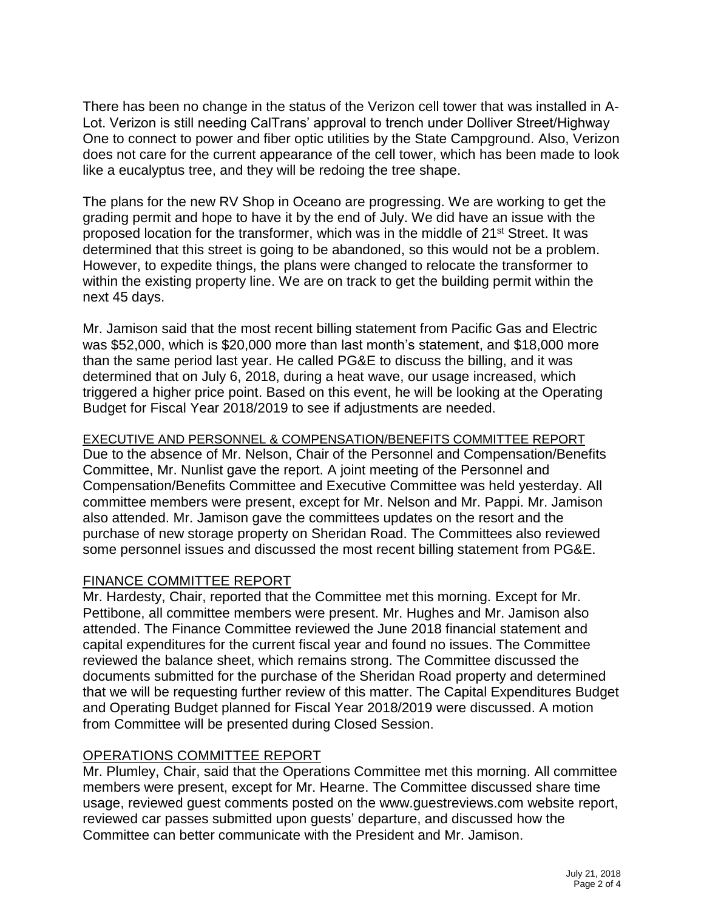There has been no change in the status of the Verizon cell tower that was installed in A-Lot. Verizon is still needing CalTrans' approval to trench under Dolliver Street/Highway One to connect to power and fiber optic utilities by the State Campground. Also, Verizon does not care for the current appearance of the cell tower, which has been made to look like a eucalyptus tree, and they will be redoing the tree shape.

The plans for the new RV Shop in Oceano are progressing. We are working to get the grading permit and hope to have it by the end of July. We did have an issue with the proposed location for the transformer, which was in the middle of 21st Street. It was determined that this street is going to be abandoned, so this would not be a problem. However, to expedite things, the plans were changed to relocate the transformer to within the existing property line. We are on track to get the building permit within the next 45 days.

Mr. Jamison said that the most recent billing statement from Pacific Gas and Electric was $52,000, which is $20,000 more than last month's statement, and $18,000 more than the same period last year. He called PG&E to discuss the billing, and it was determined that on July 6, 2018, during a heat wave, our usage increased, which triggered a higher price point. Based on this event, he will be looking at the Operating Budget for Fiscal Year 2018/2019 to see if adjustments are needed.

## EXECUTIVE AND PERSONNEL & COMPENSATION/BENEFITS COMMITTEE REPORT

Due to the absence of Mr. Nelson, Chair of the Personnel and Compensation/Benefits Committee, Mr. Nunlist gave the report. A joint meeting of the Personnel and Compensation/Benefits Committee and Executive Committee was held yesterday. All committee members were present, except for Mr. Nelson and Mr. Pappi. Mr. Jamison also attended. Mr. Jamison gave the committees updates on the resort and the purchase of new storage property on Sheridan Road. The Committees also reviewed some personnel issues and discussed the most recent billing statement from PG&E.

## FINANCE COMMITTEE REPORT

Mr. Hardesty, Chair, reported that the Committee met this morning. Except for Mr. Pettibone, all committee members were present. Mr. Hughes and Mr. Jamison also attended. The Finance Committee reviewed the June 2018 financial statement and capital expenditures for the current fiscal year and found no issues. The Committee reviewed the balance sheet, which remains strong. The Committee discussed the documents submitted for the purchase of the Sheridan Road property and determined that we will be requesting further review of this matter. The Capital Expenditures Budget and Operating Budget planned for Fiscal Year 2018/2019 were discussed. A motion from Committee will be presented during Closed Session.

## OPERATIONS COMMITTEE REPORT

Mr. Plumley, Chair, said that the Operations Committee met this morning. All committee members were present, except for Mr. Hearne. The Committee discussed share time usage, reviewed guest comments posted on the www.guestreviews.com website report, reviewed car passes submitted upon guests' departure, and discussed how the Committee can better communicate with the President and Mr. Jamison.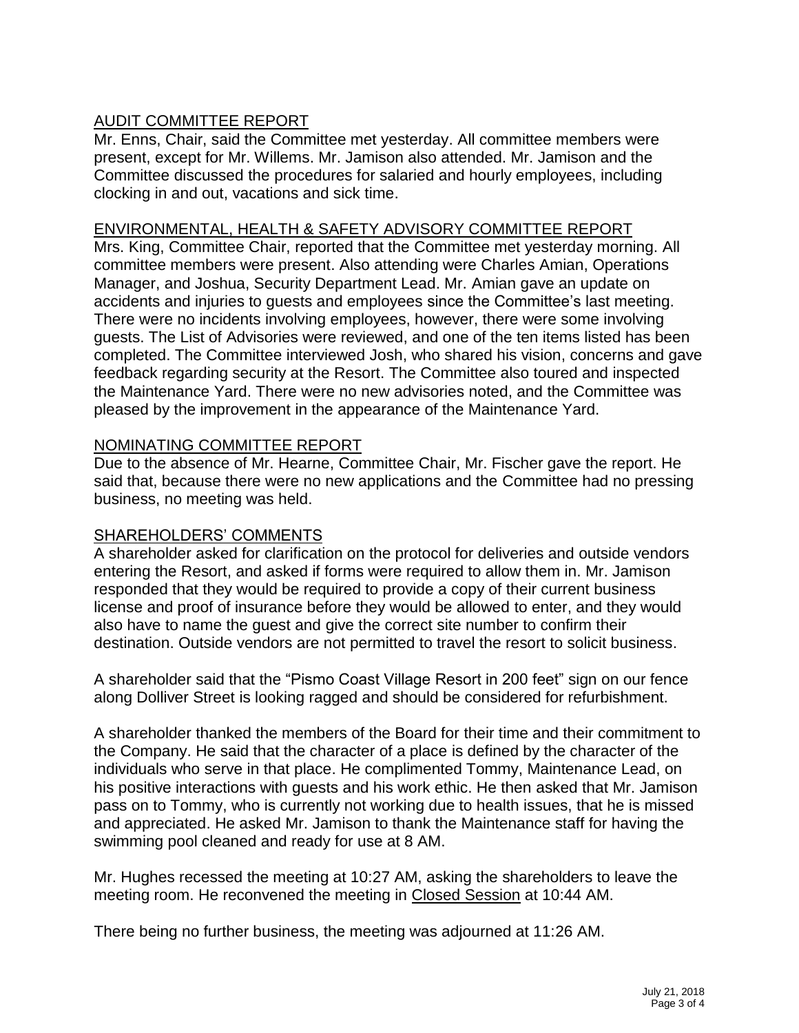## AUDIT COMMITTEE REPORT

Mr. Enns, Chair, said the Committee met yesterday. All committee members were present, except for Mr. Willems. Mr. Jamison also attended. Mr. Jamison and the Committee discussed the procedures for salaried and hourly employees, including clocking in and out, vacations and sick time.

## ENVIRONMENTAL, HEALTH & SAFETY ADVISORY COMMITTEE REPORT

Mrs. King, Committee Chair, reported that the Committee met yesterday morning. All committee members were present. Also attending were Charles Amian, Operations Manager, and Joshua, Security Department Lead. Mr. Amian gave an update on accidents and injuries to guests and employees since the Committee's last meeting. There were no incidents involving employees, however, there were some involving guests. The List of Advisories were reviewed, and one of the ten items listed has been completed. The Committee interviewed Josh, who shared his vision, concerns and gave feedback regarding security at the Resort. The Committee also toured and inspected the Maintenance Yard. There were no new advisories noted, and the Committee was pleased by the improvement in the appearance of the Maintenance Yard.

## NOMINATING COMMITTEE REPORT

Due to the absence of Mr. Hearne, Committee Chair, Mr. Fischer gave the report. He said that, because there were no new applications and the Committee had no pressing business, no meeting was held.

## SHAREHOLDERS' COMMENTS

A shareholder asked for clarification on the protocol for deliveries and outside vendors entering the Resort, and asked if forms were required to allow them in. Mr. Jamison responded that they would be required to provide a copy of their current business license and proof of insurance before they would be allowed to enter, and they would also have to name the guest and give the correct site number to confirm their destination. Outside vendors are not permitted to travel the resort to solicit business.

A shareholder said that the "Pismo Coast Village Resort in 200 feet" sign on our fence along Dolliver Street is looking ragged and should be considered for refurbishment.

A shareholder thanked the members of the Board for their time and their commitment to the Company. He said that the character of a place is defined by the character of the individuals who serve in that place. He complimented Tommy, Maintenance Lead, on his positive interactions with guests and his work ethic. He then asked that Mr. Jamison pass on to Tommy, who is currently not working due to health issues, that he is missed and appreciated. He asked Mr. Jamison to thank the Maintenance staff for having the swimming pool cleaned and ready for use at 8 AM.

Mr. Hughes recessed the meeting at 10:27 AM, asking the shareholders to leave the meeting room. He reconvened the meeting in Closed Session at 10:44 AM.

There being no further business, the meeting was adjourned at 11:26 AM.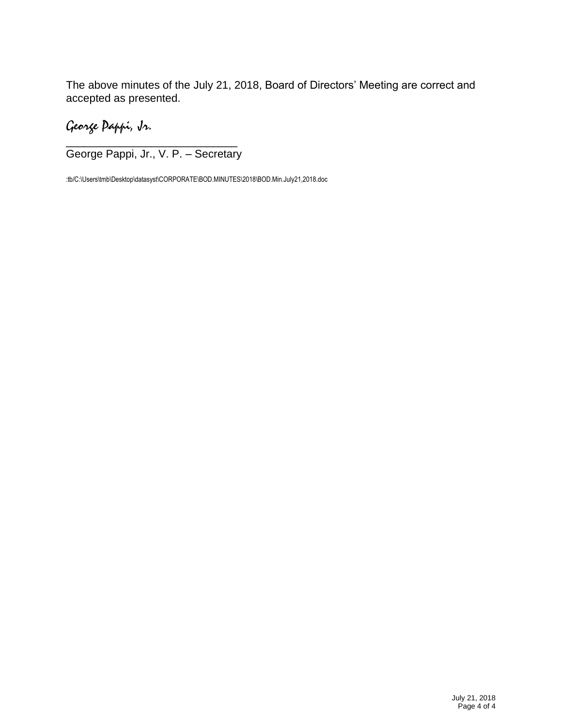The above minutes of the July 21, 2018, Board of Directors' Meeting are correct and accepted as presented.

*George Pappi, Jr.*

\_\_\_\_\_\_\_\_\_\_\_\_\_\_\_\_\_\_\_\_\_\_\_\_\_\_\_\_\_\_

George Pappi, Jr., V. P. – Secretary

:tb/C:\Users\tmb\Desktop\datasyst\CORPORATE\BOD.MINUTES\2018\BOD.Min.July21,2018.doc